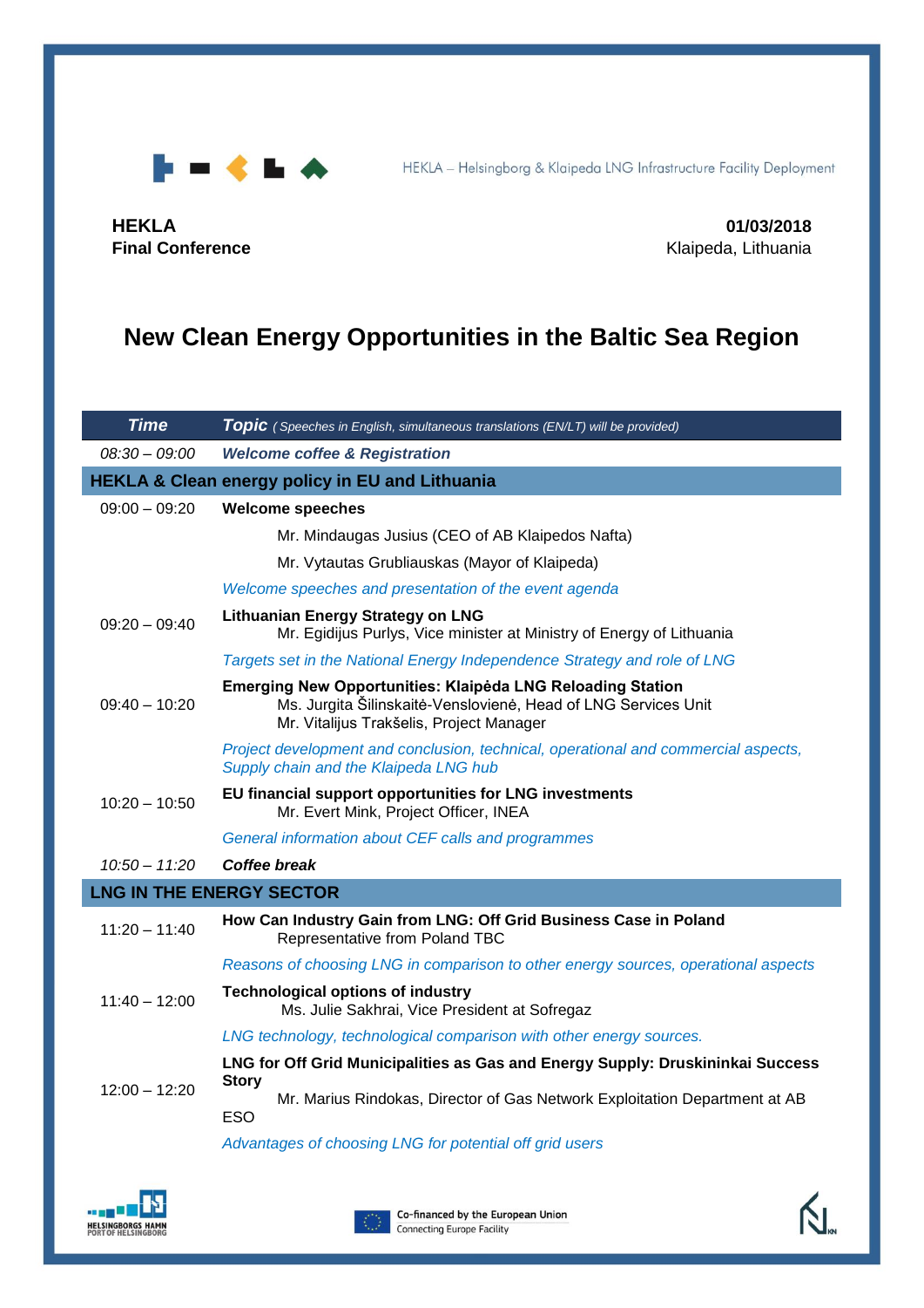HEKLA – Helsingborg & Klaipeda LNG Infrastructure Facility Deployment

**HEKLA**
**Final Conference**

**01/03/2018**
Klaipeda, Lithuania

# New Clean Energy Opportunities in the Baltic Sea Region

| *Time* | ***Topic*** *( Speeches in English, simultaneous translations (EN/LT) will be provided)* |
|---|---|
| *08:30 – 09:00* | ***Welcome coffee & Registration*** |
| **HEKLA & Clean energy policy in EU and Lithuania** | |
| 09:00 – 09:20 | **Welcome speeches**<br>Mr. Mindaugas Jusius (CEO of AB Klaipedos Nafta)<br>Mr. Vytautas Grubliauskas (Mayor of Klaipeda)<br>*Welcome speeches and presentation of the event agenda* |
| 09:20 – 09:40 | **Lithuanian Energy Strategy on LNG**<br>Mr. Egidijus Purlys, Vice minister at Ministry of Energy of Lithuania<br>*Targets set in the National Energy Independence Strategy and role of LNG* |
| 09:40 – 10:20 | **Emerging New Opportunities: Klaipėda LNG Reloading Station**<br>Ms. Jurgita Šilinskaitė-Venslovienė, Head of LNG Services Unit<br>Mr. Vitalijus Trakšelis, Project Manager<br>*Project development and conclusion, technical, operational and commercial aspects, Supply chain and the Klaipeda LNG hub* |
| 10:20 – 10:50 | **EU financial support opportunities for LNG investments**<br>Mr. Evert Mink, Project Officer, INEA<br>*General information about CEF calls and programmes* |
| *10:50 – 11:20* | ***Coffee break*** |
| **LNG IN THE ENERGY SECTOR** | |
| 11:20 – 11:40 | **How Can Industry Gain from LNG: Off Grid Business Case in Poland**<br>Representative from Poland TBC<br>*Reasons of choosing LNG in comparison to other energy sources, operational aspects* |
| 11:40 – 12:00 | **Technological options of industry**<br>Ms. Julie Sakhrai, Vice President at Sofregaz<br>*LNG technology, technological comparison with other energy sources.* |
| 12:00 – 12:20 | **LNG for Off Grid Municipalities as Gas and Energy Supply: Druskininkai Success Story**<br>Mr. Marius Rindokas, Director of Gas Network Exploitation Department at AB ESO<br>*Advantages of choosing LNG for potential off grid users* |

HELSINGBORGS HAMN PORT OF HELSINGBORG

Co-financed by the European Union
Connecting Europe Facility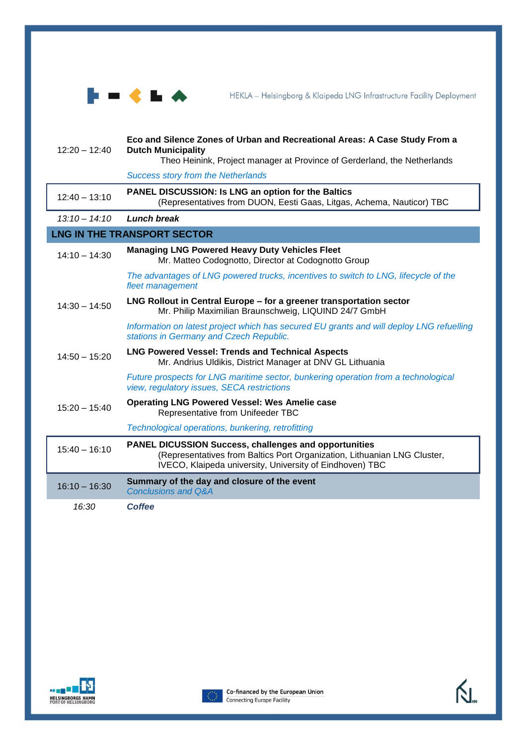| | |
|---|---|
| 12:20 – 12:40 | **Eco and Silence Zones of Urban and Recreational Areas: A Case Study From a Dutch Municipality**<br>Theo Heinink, Project manager at Province of Gerderland, the Netherlands |
| | *Success story from the Netherlands* |
| 12:40 – 13:10 | **PANEL DISCUSSION: Is LNG an option for the Baltics**<br>(Representatives from DUON, Eesti Gaas, Litgas, Achema, Nauticor) TBC |
| *13:10 – 14:10* | ***Lunch break*** |
| **LNG IN THE TRANSPORT SECTOR** | |
| 14:10 – 14:30 | **Managing LNG Powered Heavy Duty Vehicles Fleet**<br>Mr. Matteo Codognotto, Director at Codognotto Group |
| | *The advantages of LNG powered trucks, incentives to switch to LNG, lifecycle of the fleet management* |
| 14:30 – 14:50 | **LNG Rollout in Central Europe – for a greener transportation sector**<br>Mr. Philip Maximilian Braunschweig, LIQUIND 24/7 GmbH |
| | *Information on latest project which has secured EU grants and will deploy LNG refuelling stations in Germany and Czech Republic.* |
| 14:50 – 15:20 | **LNG Powered Vessel: Trends and Technical Aspects**<br>Mr. Andrius Uldikis, District Manager at DNV GL Lithuania |
| | *Future prospects for LNG maritime sector, bunkering operation from a technological view, regulatory issues, SECA restrictions* |
| 15:20 – 15:40 | **Operating LNG Powered Vessel: Wes Amelie case**<br>Representative from Unifeeder TBC |
| | *Technological operations, bunkering, retrofitting* |
| 15:40 – 16:10 | **PANEL DICUSSION Success, challenges and opportunities**<br>(Representatives from Baltics Port Organization, Lithuanian LNG Cluster, IVECO, Klaipeda university, University of Eindhoven) TBC |
| 16:10 – 16:30 | **Summary of the day and closure of the event**<br>*Conclusions and Q&A* |
| *16:30* | ***Coffee*** |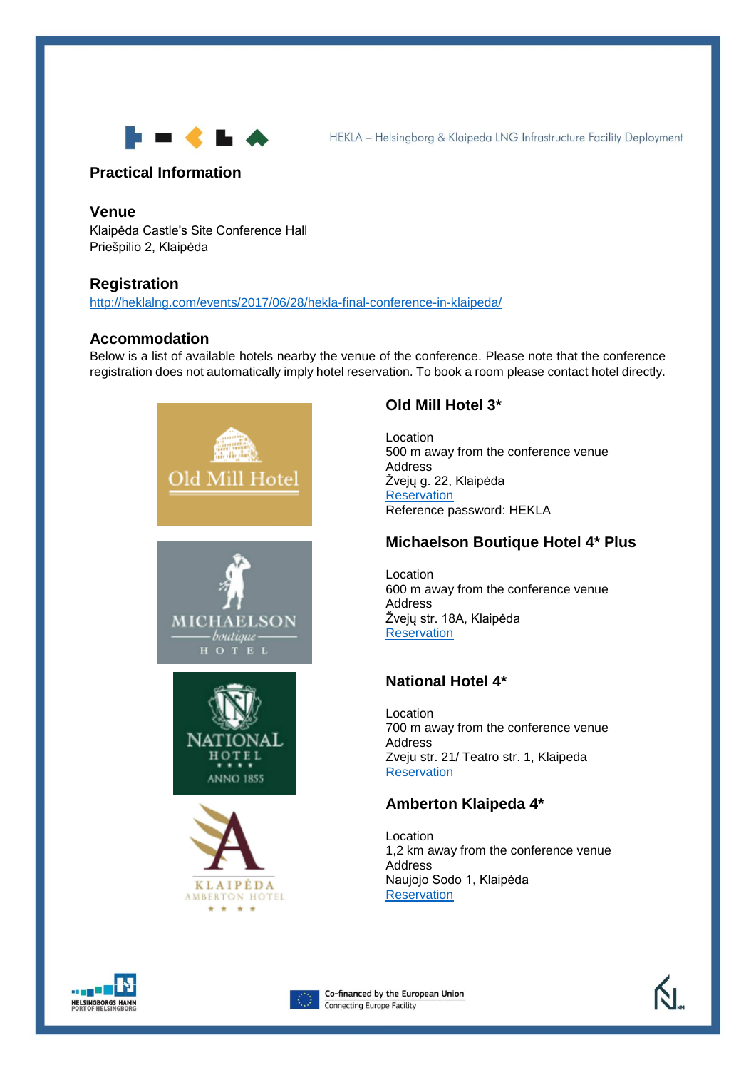HEKLA – Helsingborg & Klaipeda LNG Infrastructure Facility Deployment

## Practical Information

### Venue

Klaipėda Castle's Site Conference Hall
Piešpilio 2, Klaipėda

### Registration

http://heklalng.com/events/2017/06/28/hekla-final-conference-in-klaipeda/

### Accommodation

Below is a list of available hotels nearby the venue of the conference. Please note that the conference registration does not automatically imply hotel reservation. To book a room please contact hotel directly.

#### Old Mill Hotel 3*

Location
500 m away from the conference venue
Address
Žvejų g. 22, Klaipėda
Reservation
Reference password: HEKLA

#### Michaelson Boutique Hotel 4* Plus

Location
600 m away from the conference venue
Address
Žvejų str. 18A, Klaipėda
Reservation

#### National Hotel 4*

Location
700 m away from the conference venue
Address
Zveju str. 21/ Teatro str. 1, Klaipeda
Reservation

#### Amberton Klaipeda 4*

Location
1,2 km away from the conference venue
Address
Naujojo Sodo 1, Klaipėda
Reservation

Co-financed by the European Union
Connecting Europe Facility